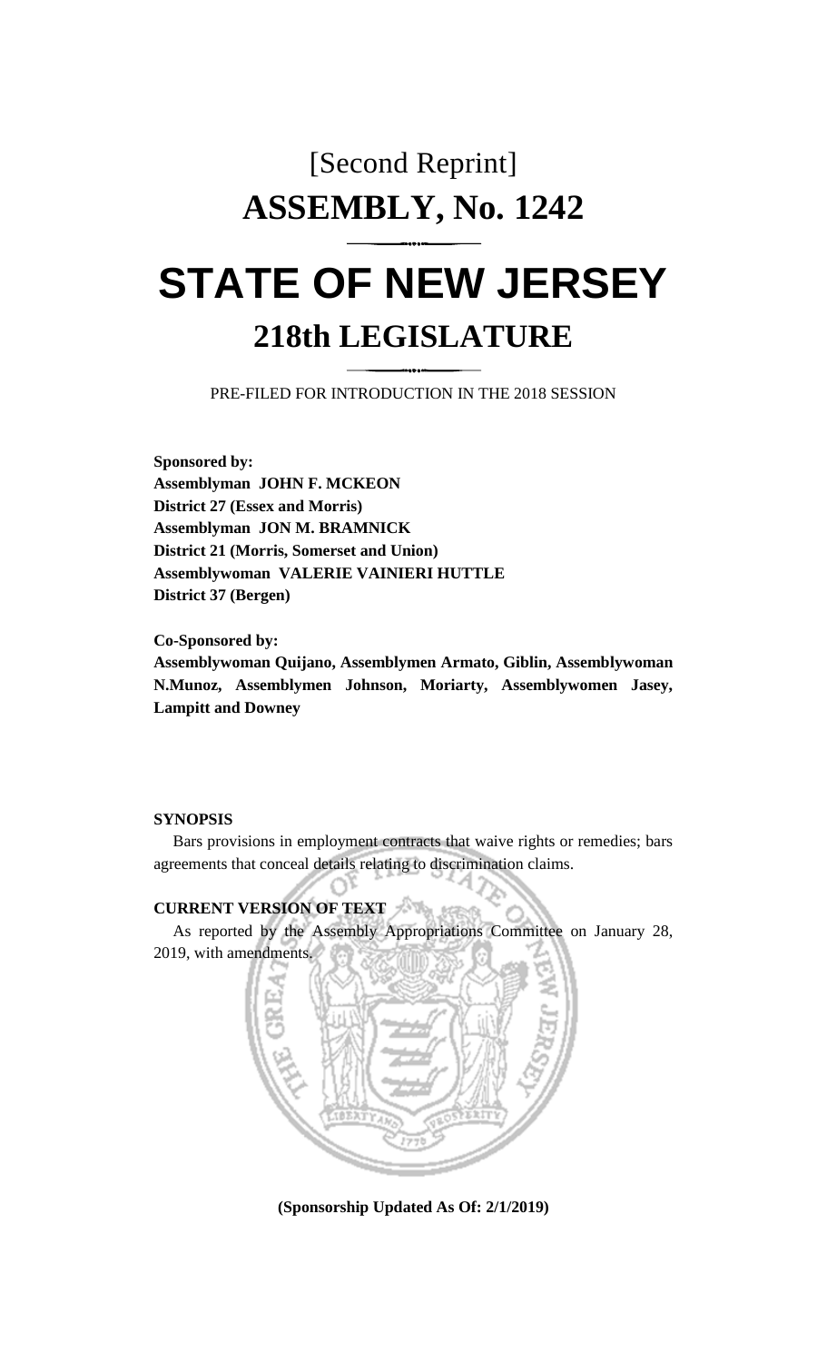[Second Reprint]

# ASSEMBLY, No. 1242

# STATE OF NEW JERSEY

## 218th LEGISLATURE

PRE-FILED FOR INTRODUCTION IN THE 2018 SESSION

**Sponsored by:**
**Assemblyman JOHN F. MCKEON**
**District 27 (Essex and Morris)**
**Assemblyman JON M. BRAMNICK**
**District 21 (Morris, Somerset and Union)**
**Assemblywoman VALERIE VAINIERI HUTTLE**
**District 37 (Bergen)**

**Co-Sponsored by:**
**Assemblywoman Quijano, Assemblymen Armato, Giblin, Assemblywoman N.Munoz, Assemblymen Johnson, Moriarty, Assemblywomen Jasey, Lampitt and Downey**

**SYNOPSIS**

Bars provisions in employment contracts that waive rights or remedies; bars agreements that conceal details relating to discrimination claims.

**CURRENT VERSION OF TEXT**

As reported by the Assembly Appropriations Committee on January 28, 2019, with amendments.

**(Sponsorship Updated As Of: 2/1/2019)**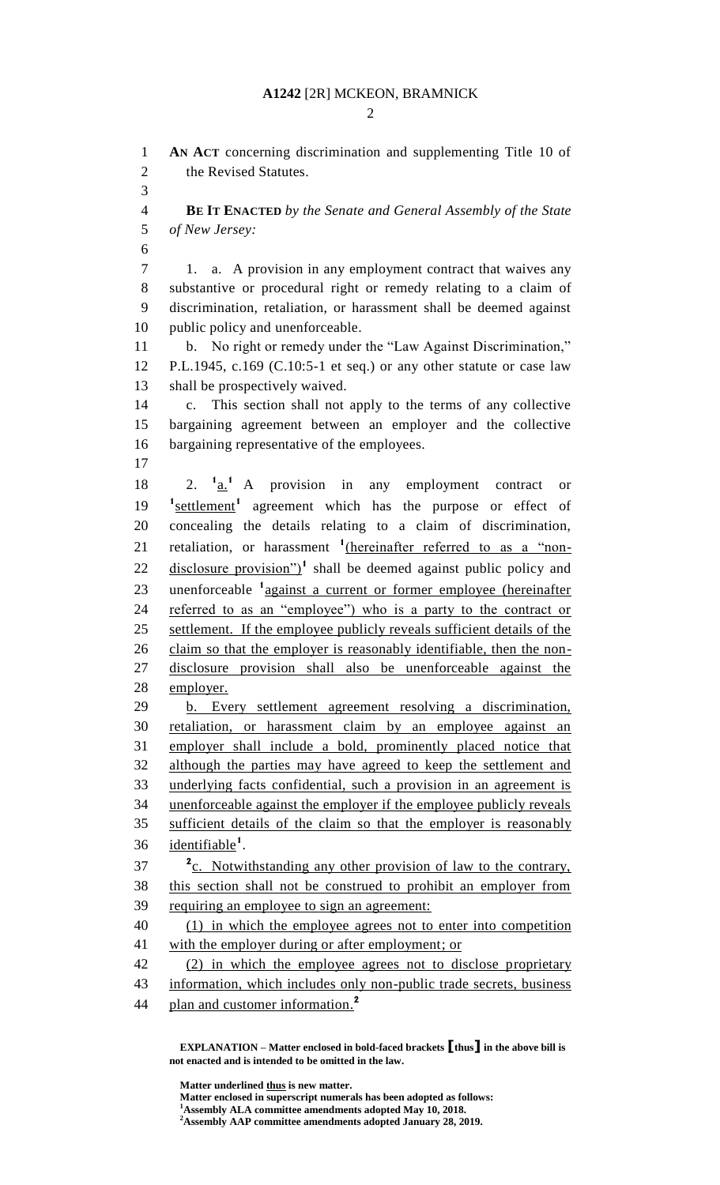**AN ACT** concerning discrimination and supplementing Title 10 of the Revised Statutes.

**BE IT ENACTED** *by the Senate and General Assembly of the State of New Jersey:*

1. a. A provision in any employment contract that waives any substantive or procedural right or remedy relating to a claim of discrimination, retaliation, or harassment shall be deemed against public policy and unenforceable.

b. No right or remedy under the "Law Against Discrimination," P.L.1945, c.169 (C.10:5-1 et seq.) or any other statute or case law shall be prospectively waived.

c. This section shall not apply to the terms of any collective bargaining agreement between an employer and the collective bargaining representative of the employees.

2. [1]a.[1] A provision in any employment contract or [1]settlement[1] agreement which has the purpose or effect of concealing the details relating to a claim of discrimination, retaliation, or harassment [1](hereinafter referred to as a "non-disclosure provision")[1] shall be deemed against public policy and unenforceable [1]against a current or former employee (hereinafter referred to as an "employee") who is a party to the contract or settlement. If the employee publicly reveals sufficient details of the claim so that the employer is reasonably identifiable, then the non-disclosure provision shall also be unenforceable against the employer.

b. Every settlement agreement resolving a discrimination, retaliation, or harassment claim by an employee against an employer shall include a bold, prominently placed notice that although the parties may have agreed to keep the settlement and underlying facts confidential, such a provision in an agreement is unenforceable against the employer if the employee publicly reveals sufficient details of the claim so that the employer is reasonably identifiable[1].

[2]c. Notwithstanding any other provision of law to the contrary, this section shall not be construed to prohibit an employer from requiring an employee to sign an agreement:

(1) in which the employee agrees not to enter into competition with the employer during or after employment; or

(2) in which the employee agrees not to disclose proprietary information, which includes only non-public trade secrets, business plan and customer information.[2]

**EXPLANATION – Matter enclosed in bold-faced brackets [thus] in the above bill is not enacted and is intended to be omitted in the law.**

**Matter underlined thus is new matter.**
**Matter enclosed in superscript numerals has been adopted as follows:**
[1]**Assembly ALA committee amendments adopted May 10, 2018.**
[2]**Assembly AAP committee amendments adopted January 28, 2019.**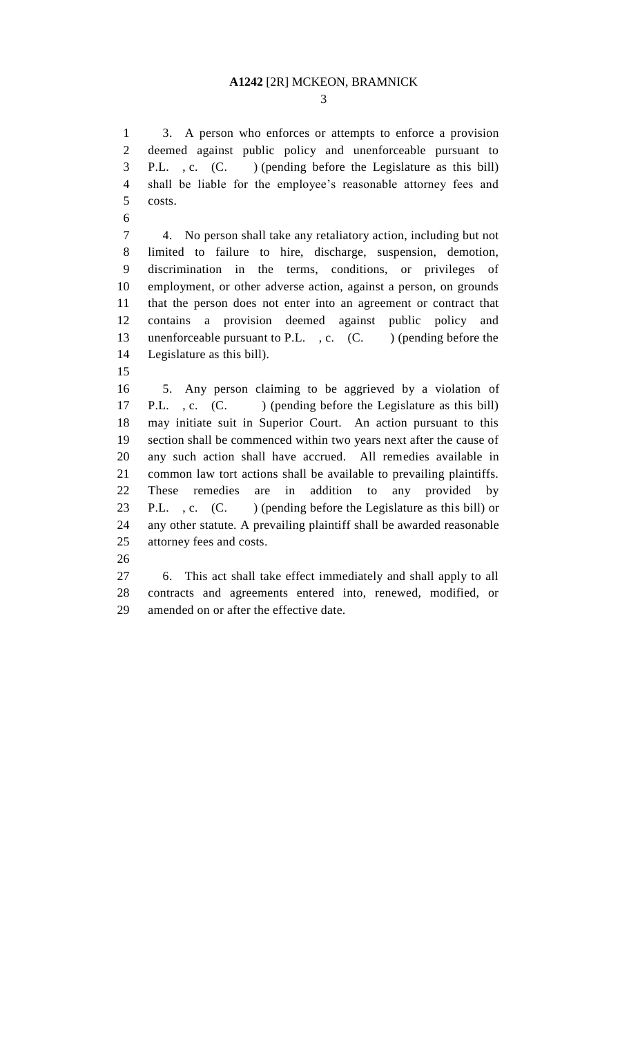3. A person who enforces or attempts to enforce a provision deemed against public policy and unenforceable pursuant to P.L. , c. (C. ) (pending before the Legislature as this bill) shall be liable for the employee's reasonable attorney fees and costs.

4. No person shall take any retaliatory action, including but not limited to failure to hire, discharge, suspension, demotion, discrimination in the terms, conditions, or privileges of employment, or other adverse action, against a person, on grounds that the person does not enter into an agreement or contract that contains a provision deemed against public policy and unenforceable pursuant to P.L. , c. (C. ) (pending before the Legislature as this bill).

5. Any person claiming to be aggrieved by a violation of P.L. , c. (C. ) (pending before the Legislature as this bill) may initiate suit in Superior Court. An action pursuant to this section shall be commenced within two years next after the cause of any such action shall have accrued. All remedies available in common law tort actions shall be available to prevailing plaintiffs. These remedies are in addition to any provided by P.L. , c. (C. ) (pending before the Legislature as this bill) or any other statute. A prevailing plaintiff shall be awarded reasonable attorney fees and costs.

6. This act shall take effect immediately and shall apply to all contracts and agreements entered into, renewed, modified, or amended on or after the effective date.